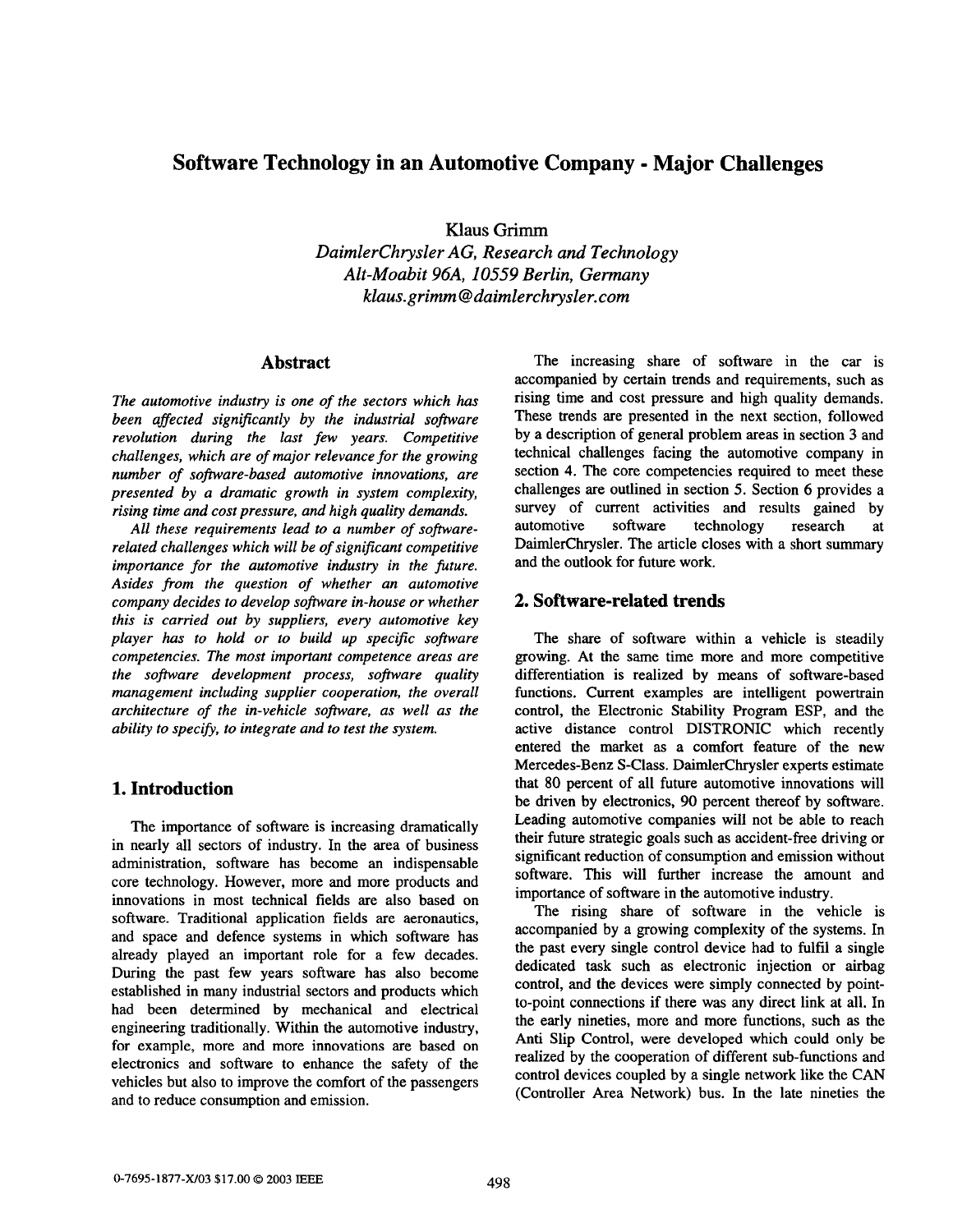# Software Technology in an Automotive Company - Major Challenges

Klaus Grimm
*DaimlerChrysler AG, Research and Technology*
*Alt-Moabit 96A, 10559 Berlin, Germany*
*klaus.grimm@daimlerchrysler.com*

## Abstract

*The automotive industry is one of the sectors which has been affected significantly by the industrial software revolution during the last few years. Competitive challenges, which are of major relevance for the growing number of software-based automotive innovations, are presented by a dramatic growth in system complexity, rising time and cost pressure, and high quality demands.*

*All these requirements lead to a number of software-related challenges which will be of significant competitive importance for the automotive industry in the future. Asides from the question of whether an automotive company decides to develop software in-house or whether this is carried out by suppliers, every automotive key player has to hold or to build up specific software competencies. The most important competence areas are the software development process, software quality management including supplier cooperation, the overall architecture of the in-vehicle software, as well as the ability to specify, to integrate and to test the system.*

## 1. Introduction

The importance of software is increasing dramatically in nearly all sectors of industry. In the area of business administration, software has become an indispensable core technology. However, more and more products and innovations in most technical fields are also based on software. Traditional application fields are aeronautics, and space and defence systems in which software has already played an important role for a few decades. During the past few years software has also become established in many industrial sectors and products which had been determined by mechanical and electrical engineering traditionally. Within the automotive industry, for example, more and more innovations are based on electronics and software to enhance the safety of the vehicles but also to improve the comfort of the passengers and to reduce consumption and emission.

The increasing share of software in the car is accompanied by certain trends and requirements, such as rising time and cost pressure and high quality demands. These trends are presented in the next section, followed by a description of general problem areas in section 3 and technical challenges facing the automotive company in section 4. The core competencies required to meet these challenges are outlined in section 5. Section 6 provides a survey of current activities and results gained by automotive software technology research at DaimlerChrysler. The article closes with a short summary and the outlook for future work.

## 2. Software-related trends

The share of software within a vehicle is steadily growing. At the same time more and more competitive differentiation is realized by means of software-based functions. Current examples are intelligent powertrain control, the Electronic Stability Program ESP, and the active distance control DISTRONIC which recently entered the market as a comfort feature of the new Mercedes-Benz S-Class. DaimlerChrysler experts estimate that 80 percent of all future automotive innovations will be driven by electronics, 90 percent thereof by software. Leading automotive companies will not be able to reach their future strategic goals such as accident-free driving or significant reduction of consumption and emission without software. This will further increase the amount and importance of software in the automotive industry.

The rising share of software in the vehicle is accompanied by a growing complexity of the systems. In the past every single control device had to fulfil a single dedicated task such as electronic injection or airbag control, and the devices were simply connected by point-to-point connections if there was any direct link at all. In the early nineties, more and more functions, such as the Anti Slip Control, were developed which could only be realized by the cooperation of different sub-functions and control devices coupled by a single network like the CAN (Controller Area Network) bus. In the late nineties the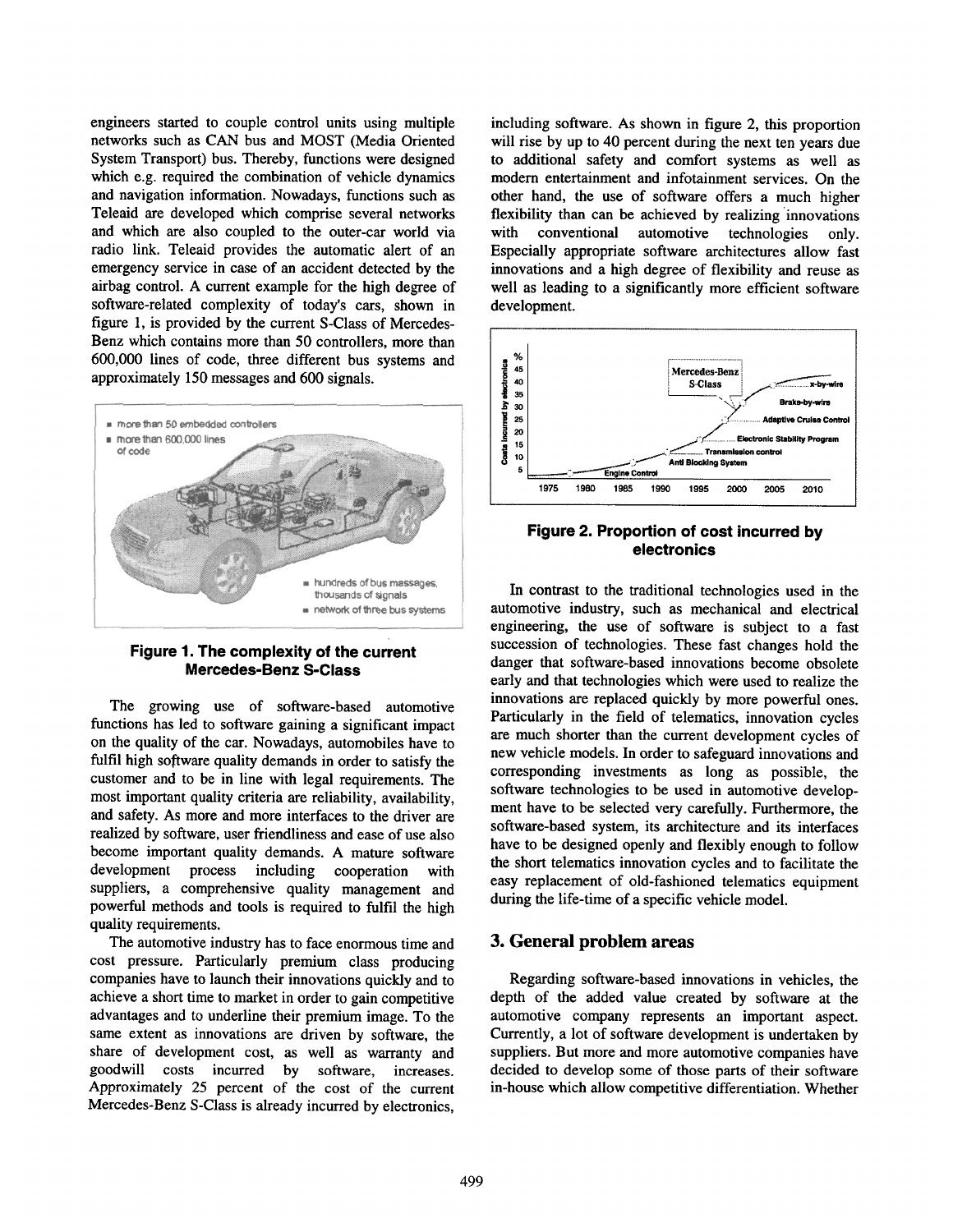engineers started to couple control units using multiple networks such as CAN bus and MOST (Media Oriented System Transport) bus. Thereby, functions were designed which e.g. required the combination of vehicle dynamics and navigation information. Nowadays, functions such as Teleaid are developed which comprise several networks and which are also coupled to the outer-car world via radio link. Teleaid provides the automatic alert of an emergency service in case of an accident detected by the airbag control. A current example for the high degree of software-related complexity of today's cars, shown in figure 1, is provided by the current S-Class of Mercedes-Benz which contains more than 50 controllers, more than 600,000 lines of code, three different bus systems and approximately 150 messages and 600 signals.

**Figure 1. The complexity of the current Mercedes-Benz S-Class**

The growing use of software-based automotive functions has led to software gaining a significant impact on the quality of the car. Nowadays, automobiles have to fulfil high software quality demands in order to satisfy the customer and to be in line with legal requirements. The most important quality criteria are reliability, availability, and safety. As more and more interfaces to the driver are realized by software, user friendliness and ease of use also become important quality demands. A mature software development process including cooperation with suppliers, a comprehensive quality management and powerful methods and tools is required to fulfil the high quality requirements.

The automotive industry has to face enormous time and cost pressure. Particularly premium class producing companies have to launch their innovations quickly and to achieve a short time to market in order to gain competitive advantages and to underline their premium image. To the same extent as innovations are driven by software, the share of development cost, as well as warranty and goodwill costs incurred by software, increases. Approximately 25 percent of the cost of the current Mercedes-Benz S-Class is already incurred by electronics, including software. As shown in figure 2, this proportion will rise by up to 40 percent during the next ten years due to additional safety and comfort systems as well as modern entertainment and infotainment services. On the other hand, the use of software offers a much higher flexibility than can be achieved by realizing innovations with conventional automotive technologies only. Especially appropriate software architectures allow fast innovations and a high degree of flexibility and reuse as well as leading to a significantly more efficient software development.

**Figure 2. Proportion of cost incurred by electronics**

In contrast to the traditional technologies used in the automotive industry, such as mechanical and electrical engineering, the use of software is subject to a fast succession of technologies. These fast changes hold the danger that software-based innovations become obsolete early and that technologies which were used to realize the innovations are replaced quickly by more powerful ones. Particularly in the field of telematics, innovation cycles are much shorter than the current development cycles of new vehicle models. In order to safeguard innovations and corresponding investments as long as possible, the software technologies to be used in automotive development have to be selected very carefully. Furthermore, the software-based system, its architecture and its interfaces have to be designed openly and flexibly enough to follow the short telematics innovation cycles and to facilitate the easy replacement of old-fashioned telematics equipment during the life-time of a specific vehicle model.

## 3. General problem areas

Regarding software-based innovations in vehicles, the depth of the added value created by software at the automotive company represents an important aspect. Currently, a lot of software development is undertaken by suppliers. But more and more automotive companies have decided to develop some of those parts of their software in-house which allow competitive differentiation. Whether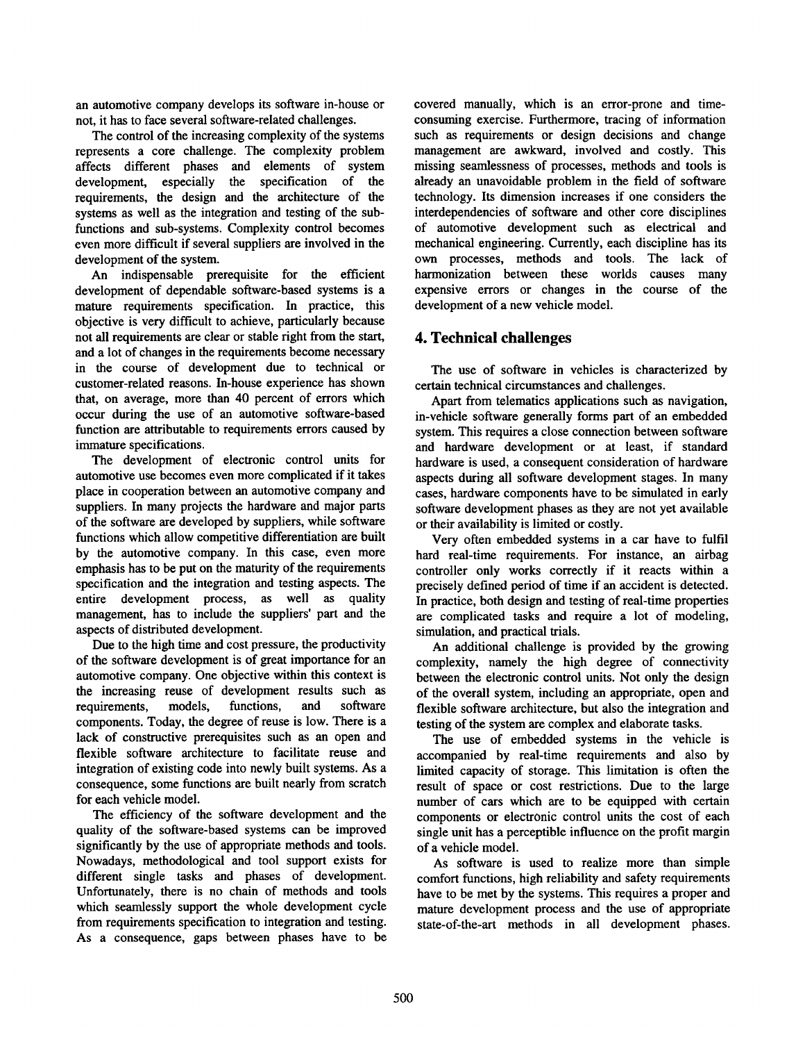an automotive company develops its software in-house or not, it has to face several software-related challenges.

The control of the increasing complexity of the systems represents a core challenge. The complexity problem affects different phases and elements of system development, especially the specification of the requirements, the design and the architecture of the systems as well as the integration and testing of the sub-functions and sub-systems. Complexity control becomes even more difficult if several suppliers are involved in the development of the system.

An indispensable prerequisite for the efficient development of dependable software-based systems is a mature requirements specification. In practice, this objective is very difficult to achieve, particularly because not all requirements are clear or stable right from the start, and a lot of changes in the requirements become necessary in the course of development due to technical or customer-related reasons. In-house experience has shown that, on average, more than 40 percent of errors which occur during the use of an automotive software-based function are attributable to requirements errors caused by immature specifications.

The development of electronic control units for automotive use becomes even more complicated if it takes place in cooperation between an automotive company and suppliers. In many projects the hardware and major parts of the software are developed by suppliers, while software functions which allow competitive differentiation are built by the automotive company. In this case, even more emphasis has to be put on the maturity of the requirements specification and the integration and testing aspects. The entire development process, as well as quality management, has to include the suppliers' part and the aspects of distributed development.

Due to the high time and cost pressure, the productivity of the software development is of great importance for an automotive company. One objective within this context is the increasing reuse of development results such as requirements, models, functions, and software components. Today, the degree of reuse is low. There is a lack of constructive prerequisites such as an open and flexible software architecture to facilitate reuse and integration of existing code into newly built systems. As a consequence, some functions are built nearly from scratch for each vehicle model.

The efficiency of the software development and the quality of the software-based systems can be improved significantly by the use of appropriate methods and tools. Nowadays, methodological and tool support exists for different single tasks and phases of development. Unfortunately, there is no chain of methods and tools which seamlessly support the whole development cycle from requirements specification to integration and testing. As a consequence, gaps between phases have to be covered manually, which is an error-prone and time-consuming exercise. Furthermore, tracing of information such as requirements or design decisions and change management are awkward, involved and costly. This missing seamlessness of processes, methods and tools is already an unavoidable problem in the field of software technology. Its dimension increases if one considers the interdependencies of software and other core disciplines of automotive development such as electrical and mechanical engineering. Currently, each discipline has its own processes, methods and tools. The lack of harmonization between these worlds causes many expensive errors or changes in the course of the development of a new vehicle model.

## 4. Technical challenges

The use of software in vehicles is characterized by certain technical circumstances and challenges.

Apart from telematics applications such as navigation, in-vehicle software generally forms part of an embedded system. This requires a close connection between software and hardware development or at least, if standard hardware is used, a consequent consideration of hardware aspects during all software development stages. In many cases, hardware components have to be simulated in early software development phases as they are not yet available or their availability is limited or costly.

Very often embedded systems in a car have to fulfil hard real-time requirements. For instance, an airbag controller only works correctly if it reacts within a precisely defined period of time if an accident is detected. In practice, both design and testing of real-time properties are complicated tasks and require a lot of modeling, simulation, and practical trials.

An additional challenge is provided by the growing complexity, namely the high degree of connectivity between the electronic control units. Not only the design of the overall system, including an appropriate, open and flexible software architecture, but also the integration and testing of the system are complex and elaborate tasks.

The use of embedded systems in the vehicle is accompanied by real-time requirements and also by limited capacity of storage. This limitation is often the result of space or cost restrictions. Due to the large number of cars which are to be equipped with certain components or electronic control units the cost of each single unit has a perceptible influence on the profit margin of a vehicle model.

As software is used to realize more than simple comfort functions, high reliability and safety requirements have to be met by the systems. This requires a proper and mature development process and the use of appropriate state-of-the-art methods in all development phases.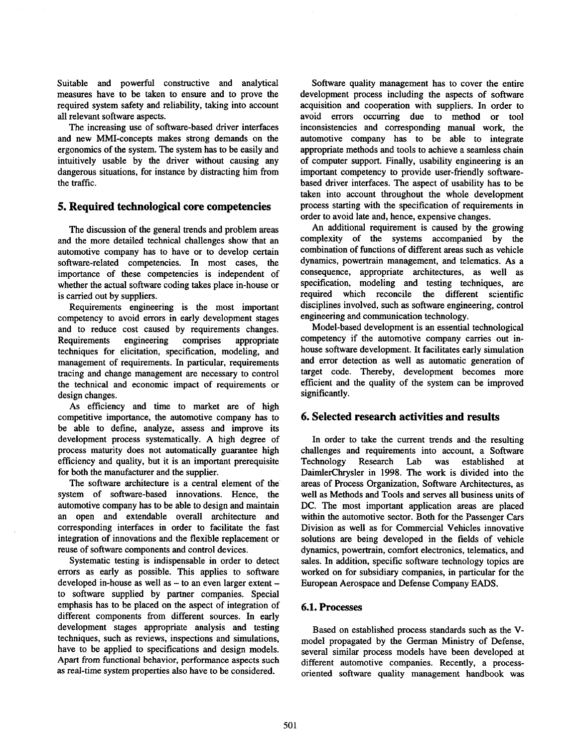Suitable and powerful constructive and analytical measures have to be taken to ensure and to prove the required system safety and reliability, taking into account all relevant software aspects.

The increasing use of software-based driver interfaces and new MMI-concepts makes strong demands on the ergonomics of the system. The system has to be easily and intuitively usable by the driver without causing any dangerous situations, for instance by distracting him from the traffic.

## 5. Required technological core competencies

The discussion of the general trends and problem areas and the more detailed technical challenges show that an automotive company has to have or to develop certain software-related competencies. In most cases, the importance of these competencies is independent of whether the actual software coding takes place in-house or is carried out by suppliers.

Requirements engineering is the most important competency to avoid errors in early development stages and to reduce cost caused by requirements changes. Requirements engineering comprises appropriate techniques for elicitation, specification, modeling, and management of requirements. In particular, requirements tracing and change management are necessary to control the technical and economic impact of requirements or design changes.

As efficiency and time to market are of high competitive importance, the automotive company has to be able to define, analyze, assess and improve its development process systematically. A high degree of process maturity does not automatically guarantee high efficiency and quality, but it is an important prerequisite for both the manufacturer and the supplier.

The software architecture is a central element of the system of software-based innovations. Hence, the automotive company has to be able to design and maintain an open and extendable overall architecture and corresponding interfaces in order to facilitate the fast integration of innovations and the flexible replacement or reuse of software components and control devices.

Systematic testing is indispensable in order to detect errors as early as possible. This applies to software developed in-house as well as – to an even larger extent – to software supplied by partner companies. Special emphasis has to be placed on the aspect of integration of different components from different sources. In early development stages appropriate analysis and testing techniques, such as reviews, inspections and simulations, have to be applied to specifications and design models. Apart from functional behavior, performance aspects such as real-time system properties also have to be considered.

Software quality management has to cover the entire development process including the aspects of software acquisition and cooperation with suppliers. In order to avoid errors occurring due to method or tool inconsistencies and corresponding manual work, the automotive company has to be able to integrate appropriate methods and tools to achieve a seamless chain of computer support. Finally, usability engineering is an important competency to provide user-friendly software-based driver interfaces. The aspect of usability has to be taken into account throughout the whole development process starting with the specification of requirements in order to avoid late and, hence, expensive changes.

An additional requirement is caused by the growing complexity of the systems accompanied by the combination of functions of different areas such as vehicle dynamics, powertrain management, and telematics. As a consequence, appropriate architectures, as well as specification, modeling and testing techniques, are required which reconcile the different scientific disciplines involved, such as software engineering, control engineering and communication technology.

Model-based development is an essential technological competency if the automotive company carries out in-house software development. It facilitates early simulation and error detection as well as automatic generation of target code. Thereby, development becomes more efficient and the quality of the system can be improved significantly.

## 6. Selected research activities and results

In order to take the current trends and the resulting challenges and requirements into account, a Software Technology Research Lab was established at DaimlerChrysler in 1998. The work is divided into the areas of Process Organization, Software Architectures, as well as Methods and Tools and serves all business units of DC. The most important application areas are placed within the automotive sector. Both for the Passenger Cars Division as well as for Commercial Vehicles innovative solutions are being developed in the fields of vehicle dynamics, powertrain, comfort electronics, telematics, and sales. In addition, specific software technology topics are worked on for subsidiary companies, in particular for the European Aerospace and Defense Company EADS.

### 6.1. Processes

Based on established process standards such as the V-model propagated by the German Ministry of Defense, several similar process models have been developed at different automotive companies. Recently, a process-oriented software quality management handbook was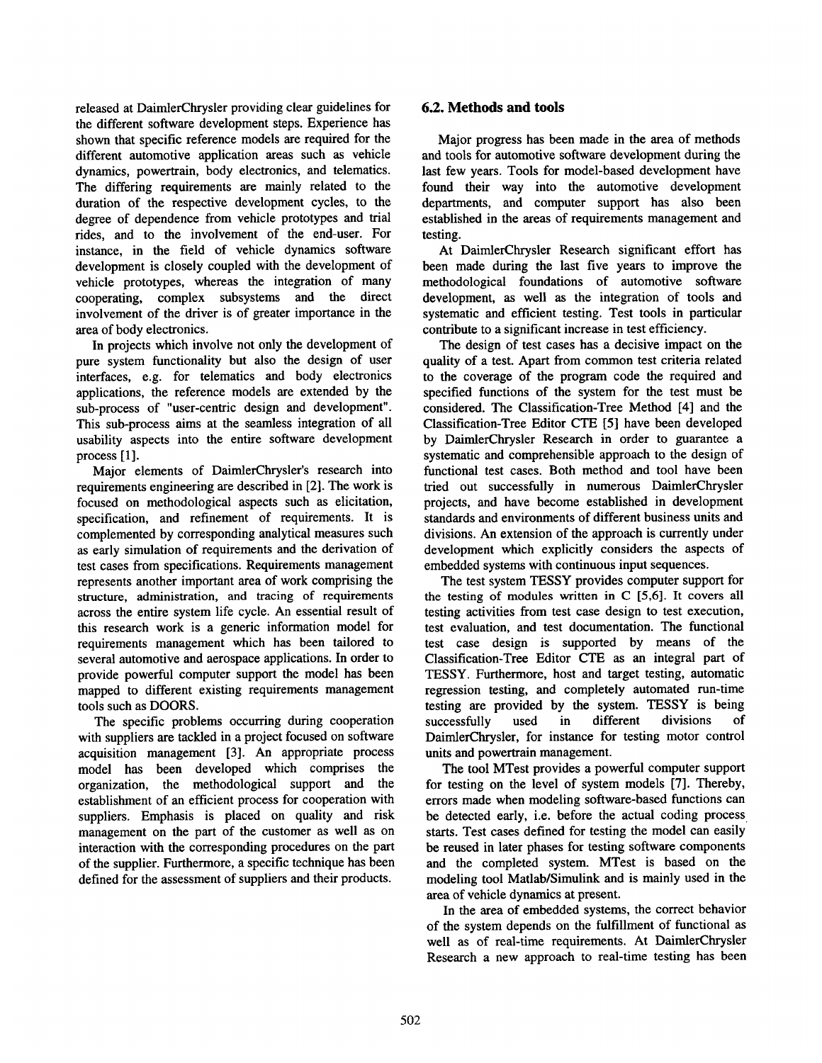released at DaimlerChrysler providing clear guidelines for the different software development steps. Experience has shown that specific reference models are required for the different automotive application areas such as vehicle dynamics, powertrain, body electronics, and telematics. The differing requirements are mainly related to the duration of the respective development cycles, to the degree of dependence from vehicle prototypes and trial rides, and to the involvement of the end-user. For instance, in the field of vehicle dynamics software development is closely coupled with the development of vehicle prototypes, whereas the integration of many cooperating, complex subsystems and the direct involvement of the driver is of greater importance in the area of body electronics.

In projects which involve not only the development of pure system functionality but also the design of user interfaces, e.g. for telematics and body electronics applications, the reference models are extended by the sub-process of "user-centric design and development". This sub-process aims at the seamless integration of all usability aspects into the entire software development process [1].

Major elements of DaimlerChrysler's research into requirements engineering are described in [2]. The work is focused on methodological aspects such as elicitation, specification, and refinement of requirements. It is complemented by corresponding analytical measures such as early simulation of requirements and the derivation of test cases from specifications. Requirements management represents another important area of work comprising the structure, administration, and tracing of requirements across the entire system life cycle. An essential result of this research work is a generic information model for requirements management which has been tailored to several automotive and aerospace applications. In order to provide powerful computer support the model has been mapped to different existing requirements management tools such as DOORS.

The specific problems occurring during cooperation with suppliers are tackled in a project focused on software acquisition management [3]. An appropriate process model has been developed which comprises the organization, the methodological support and the establishment of an efficient process for cooperation with suppliers. Emphasis is placed on quality and risk management on the part of the customer as well as on interaction with the corresponding procedures on the part of the supplier. Furthermore, a specific technique has been defined for the assessment of suppliers and their products.

## 6.2. Methods and tools

Major progress has been made in the area of methods and tools for automotive software development during the last few years. Tools for model-based development have found their way into the automotive development departments, and computer support has also been established in the areas of requirements management and testing.

At DaimlerChrysler Research significant effort has been made during the last five years to improve the methodological foundations of automotive software development, as well as the integration of tools and systematic and efficient testing. Test tools in particular contribute to a significant increase in test efficiency.

The design of test cases has a decisive impact on the quality of a test. Apart from common test criteria related to the coverage of the program code the required and specified functions of the system for the test must be considered. The Classification-Tree Method [4] and the Classification-Tree Editor CTE [5] have been developed by DaimlerChrysler Research in order to guarantee a systematic and comprehensible approach to the design of functional test cases. Both method and tool have been tried out successfully in numerous DaimlerChrysler projects, and have become established in development standards and environments of different business units and divisions. An extension of the approach is currently under development which explicitly considers the aspects of embedded systems with continuous input sequences.

The test system TESSY provides computer support for the testing of modules written in C [5,6]. It covers all testing activities from test case design to test execution, test evaluation, and test documentation. The functional test case design is supported by means of the Classification-Tree Editor CTE as an integral part of TESSY. Furthermore, host and target testing, automatic regression testing, and completely automated run-time testing are provided by the system. TESSY is being successfully used in different divisions of DaimlerChrysler, for instance for testing motor control units and powertrain management.

The tool MTest provides a powerful computer support for testing on the level of system models [7]. Thereby, errors made when modeling software-based functions can be detected early, i.e. before the actual coding process starts. Test cases defined for testing the model can easily be reused in later phases for testing software components and the completed system. MTest is based on the modeling tool Matlab/Simulink and is mainly used in the area of vehicle dynamics at present.

In the area of embedded systems, the correct behavior of the system depends on the fulfillment of functional as well as of real-time requirements. At DaimlerChrysler Research a new approach to real-time testing has been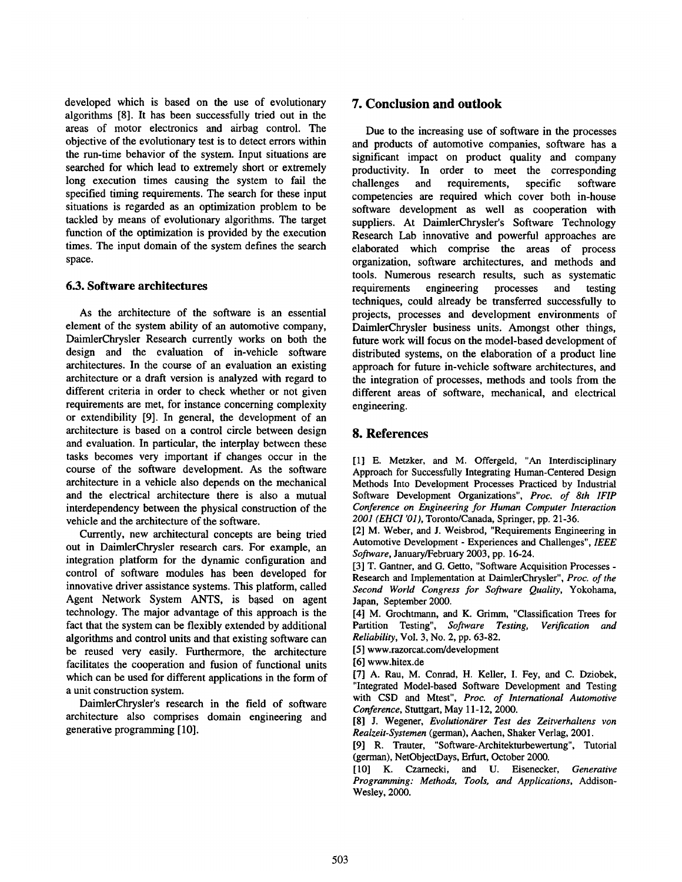developed which is based on the use of evolutionary algorithms [8]. It has been successfully tried out in the areas of motor electronics and airbag control. The objective of the evolutionary test is to detect errors within the run-time behavior of the system. Input situations are searched for which lead to extremely short or extremely long execution times causing the system to fail the specified timing requirements. The search for these input situations is regarded as an optimization problem to be tackled by means of evolutionary algorithms. The target function of the optimization is provided by the execution times. The input domain of the system defines the search space.

### 6.3. Software architectures

As the architecture of the software is an essential element of the system ability of an automotive company, DaimlerChrysler Research currently works on both the design and the evaluation of in-vehicle software architectures. In the course of an evaluation an existing architecture or a draft version is analyzed with regard to different criteria in order to check whether or not given requirements are met, for instance concerning complexity or extendibility [9]. In general, the development of an architecture is based on a control circle between design and evaluation. In particular, the interplay between these tasks becomes very important if changes occur in the course of the software development. As the software architecture in a vehicle also depends on the mechanical and the electrical architecture there is also a mutual interdependency between the physical construction of the vehicle and the architecture of the software.

Currently, new architectural concepts are being tried out in DaimlerChrysler research cars. For example, an integration platform for the dynamic configuration and control of software modules has been developed for innovative driver assistance systems. This platform, called Agent Network System ANTS, is based on agent technology. The major advantage of this approach is the fact that the system can be flexibly extended by additional algorithms and control units and that existing software can be reused very easily. Furthermore, the architecture facilitates the cooperation and fusion of functional units which can be used for different applications in the form of a unit construction system.

DaimlerChrysler's research in the field of software architecture also comprises domain engineering and generative programming [10].

## 7. Conclusion and outlook

Due to the increasing use of software in the processes and products of automotive companies, software has a significant impact on product quality and company productivity. In order to meet the corresponding challenges and requirements, specific software competencies are required which cover both in-house software development as well as cooperation with suppliers. At DaimlerChrysler's Software Technology Research Lab innovative and powerful approaches are elaborated which comprise the areas of process organization, software architectures, and methods and tools. Numerous research results, such as systematic requirements engineering processes and testing techniques, could already be transferred successfully to projects, processes and development environments of DaimlerChrysler business units. Amongst other things, future work will focus on the model-based development of distributed systems, on the elaboration of a product line approach for future in-vehicle software architectures, and the integration of processes, methods and tools from the different areas of software, mechanical, and electrical engineering.

## 8. References

[1] E. Metzker, and M. Offergeld, "An Interdisciplinary Approach for Successfully Integrating Human-Centered Design Methods Into Development Processes Practiced by Industrial Software Development Organizations", *Proc. of 8th IFIP Conference on Engineering for Human Computer Interaction 2001 (EHCI '01)*, Toronto/Canada, Springer, pp. 21-36.

[2] M. Weber, and J. Weisbrod, "Requirements Engineering in Automotive Development - Experiences and Challenges", *IEEE Software*, January/February 2003, pp. 16-24.

[3] T. Gantner, and G. Getto, "Software Acquisition Processes - Research and Implementation at DaimlerChrysler", *Proc. of the Second World Congress for Software Quality*, Yokohama, Japan, September 2000.

[4] M. Grochtmann, and K. Grimm, "Classification Trees for Partition Testing", *Software Testing, Verification and Reliability*, Vol. 3, No. 2, pp. 63-82.

[5] www.razorcat.com/development

[6] www.hitex.de

[7] A. Rau, M. Conrad, H. Keller, I. Fey, and C. Dziobek, "Integrated Model-based Software Development and Testing with CSD and Mtest", *Proc. of International Automotive Conference*, Stuttgart, May 11-12, 2000.

[8] J. Wegener, *Evolutionärer Test des Zeitverhaltens von Realzeit-Systemen* (german), Aachen, Shaker Verlag, 2001.

[9] R. Trauter, "Software-Architekturbewertung", Tutorial (german), NetObjectDays, Erfurt, October 2000.

[10] K. Czarnecki, and U. Eisenecker, *Generative Programming: Methods, Tools, and Applications*, Addison-Wesley, 2000.